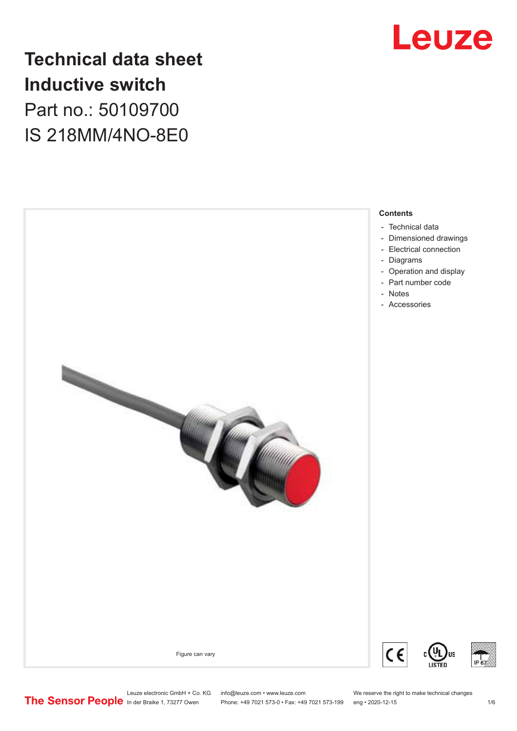# Technical data sheet
# Inductive switch

Part no.: 50109700

IS 218MM/4NO-8E0

Figure can vary

**Contents**

- Technical data
- Dimensioned drawings
- Electrical connection
- Diagrams
- Operation and display
- Part number code
- Notes
- Accessories

Leuze electronic GmbH + Co. KG
In der Braike 1, 73277 Owen

info@leuze.com • www.leuze.com
Phone: +49 7021 573-0 • Fax: +49 7021 573-199

We reserve the right to make technical changes
eng • 2020-12-15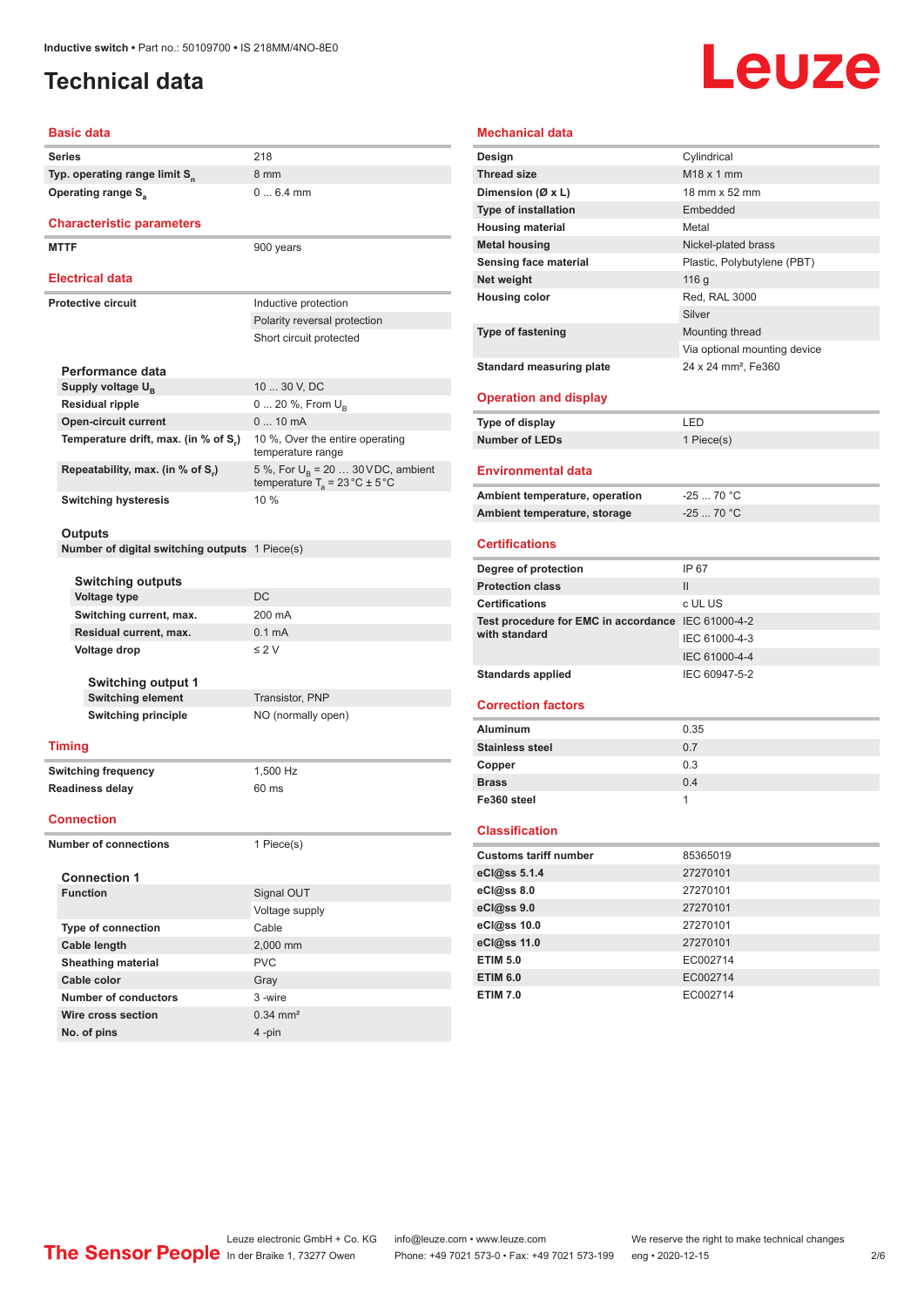# Technical data

## Basic data

| | |
|---|---|
| Series | 218 |
| Typ. operating range limit $S_n$ | 8 mm |
| Operating range $S_a$ | 0 ... 6.4 mm |

## Characteristic parameters

| | |
|---|---|
| MTTF | 900 years |

## Electrical data

| | |
|---|---|
| Protective circuit | Inductive protection |
| | Polarity reversal protection |
| | Short circuit protected |

### Performance data

| | |
|---|---|
| Supply voltage $U_B$ | 10 ... 30 V, DC |
| Residual ripple | 0 ... 20 %, From $U_B$ |
| Open-circuit current | 0 ... 10 mA |
| Temperature drift, max. (in % of $S_r$) | 10 %, Over the entire operating temperature range |
| Repeatability, max. (in % of $S_r$) | 5 %, For $U_B$ = 20 … 30 V DC, ambient temperature $T_a$ = 23 °C ± 5 °C |
| Switching hysteresis | 10 % |

### Outputs

| | |
|---|---|
| Number of digital switching outputs | 1 Piece(s) |

#### Switching outputs

| | |
|---|---|
| Voltage type | DC |
| Switching current, max. | 200 mA |
| Residual current, max. | 0.1 mA |
| Voltage drop | ≤ 2 V |

#### Switching output 1

| | |
|---|---|
| Switching element | Transistor, PNP |
| Switching principle | NO (normally open) |

## Timing

| | |
|---|---|
| Switching frequency | 1,500 Hz |
| Readiness delay | 60 ms |

## Connection

| | |
|---|---|
| Number of connections | 1 Piece(s) |

### Connection 1

| | |
|---|---|
| Function | Signal OUT |
| | Voltage supply |
| Type of connection | Cable |
| Cable length | 2,000 mm |
| Sheathing material | PVC |
| Cable color | Gray |
| Number of conductors | 3 -wire |
| Wire cross section | 0.34 mm² |
| No. of pins | 4 -pin |

## Mechanical data

| | |
|---|---|
| Design | Cylindrical |
| Thread size | M18 x 1 mm |
| Dimension (Ø x L) | 18 mm x 52 mm |
| Type of installation | Embedded |
| Housing material | Metal |
| Metal housing | Nickel-plated brass |
| Sensing face material | Plastic, Polybutylene (PBT) |
| Net weight | 116 g |
| Housing color | Red, RAL 3000 |
| | Silver |
| Type of fastening | Mounting thread |
| | Via optional mounting device |
| Standard measuring plate | 24 x 24 mm², Fe360 |

## Operation and display

| | |
|---|---|
| Type of display | LED |
| Number of LEDs | 1 Piece(s) |

## Environmental data

| | |
|---|---|
| Ambient temperature, operation | -25 ... 70 °C |
| Ambient temperature, storage | -25 ... 70 °C |

## Certifications

| | |
|---|---|
| Degree of protection | IP 67 |
| Protection class | II |
| Certifications | c UL US |
| Test procedure for EMC in accordance with standard | IEC 61000-4-2 |
| | IEC 61000-4-3 |
| | IEC 61000-4-4 |
| Standards applied | IEC 60947-5-2 |

## Correction factors

| | |
|---|---|
| Aluminum | 0.35 |
| Stainless steel | 0.7 |
| Copper | 0.3 |
| Brass | 0.4 |
| Fe360 steel | 1 |

## Classification

| | |
|---|---|
| Customs tariff number | 85365019 |
| eCl@ss 5.1.4 | 27270101 |
| eCl@ss 8.0 | 27270101 |
| eCl@ss 9.0 | 27270101 |
| eCl@ss 10.0 | 27270101 |
| eCl@ss 11.0 | 27270101 |
| ETIM 5.0 | EC002714 |
| ETIM 6.0 | EC002714 |
| ETIM 7.0 | EC002714 |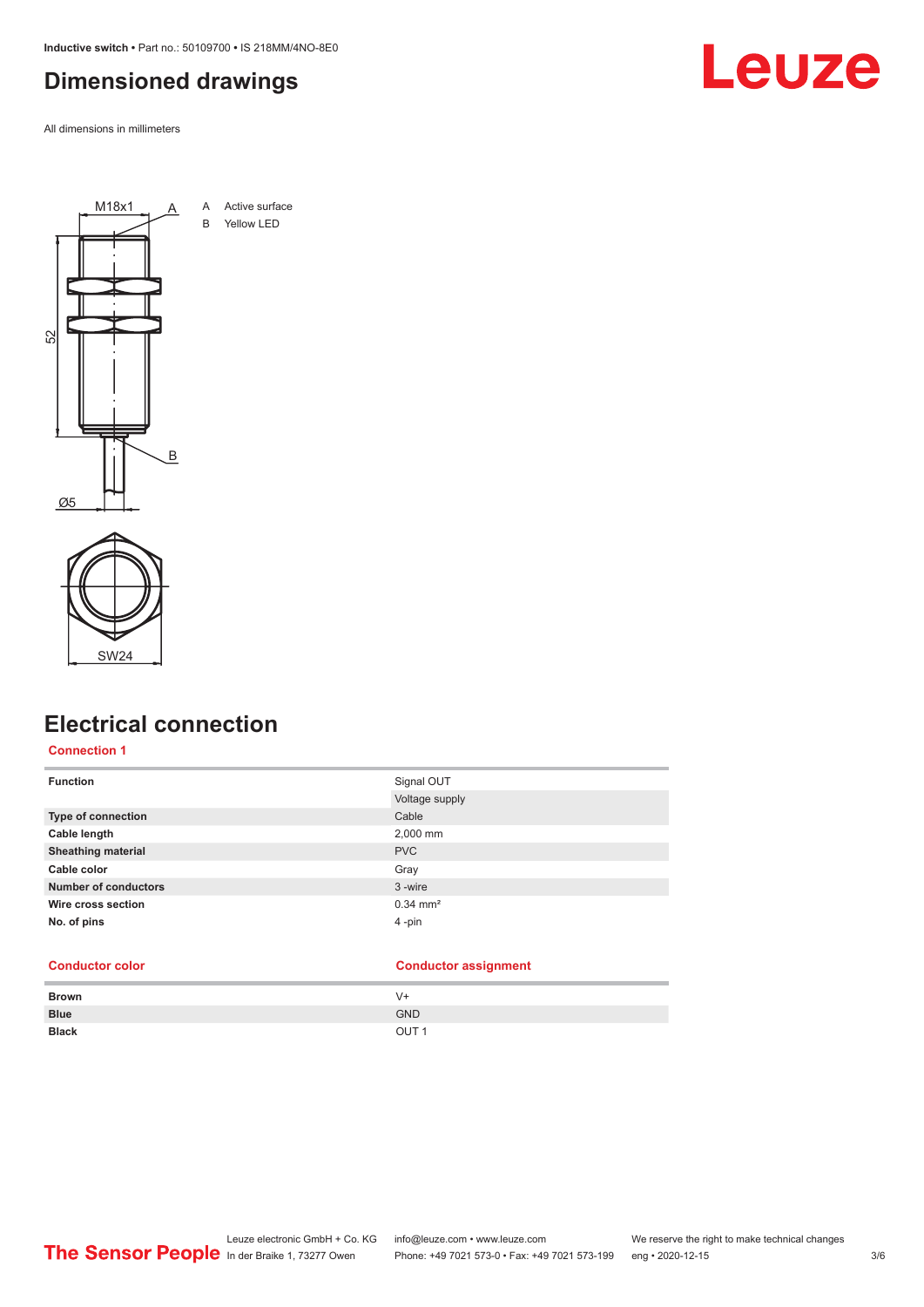# Dimensioned drawings

All dimensions in millimeters

A Active surface
B Yellow LED

# Electrical connection

## Connection 1

| Function | Signal OUT |
| --- | --- |
| | Voltage supply |
| Type of connection | Cable |
| Cable length | 2,000 mm |
| Sheathing material | PVC |
| Cable color | Gray |
| Number of conductors | 3 -wire |
| Wire cross section | 0.34 mm² |
| No. of pins | 4 -pin |

| Conductor color | Conductor assignment |
| --- | --- |
| Brown | V+ |
| Blue | GND |
| Black | OUT 1 |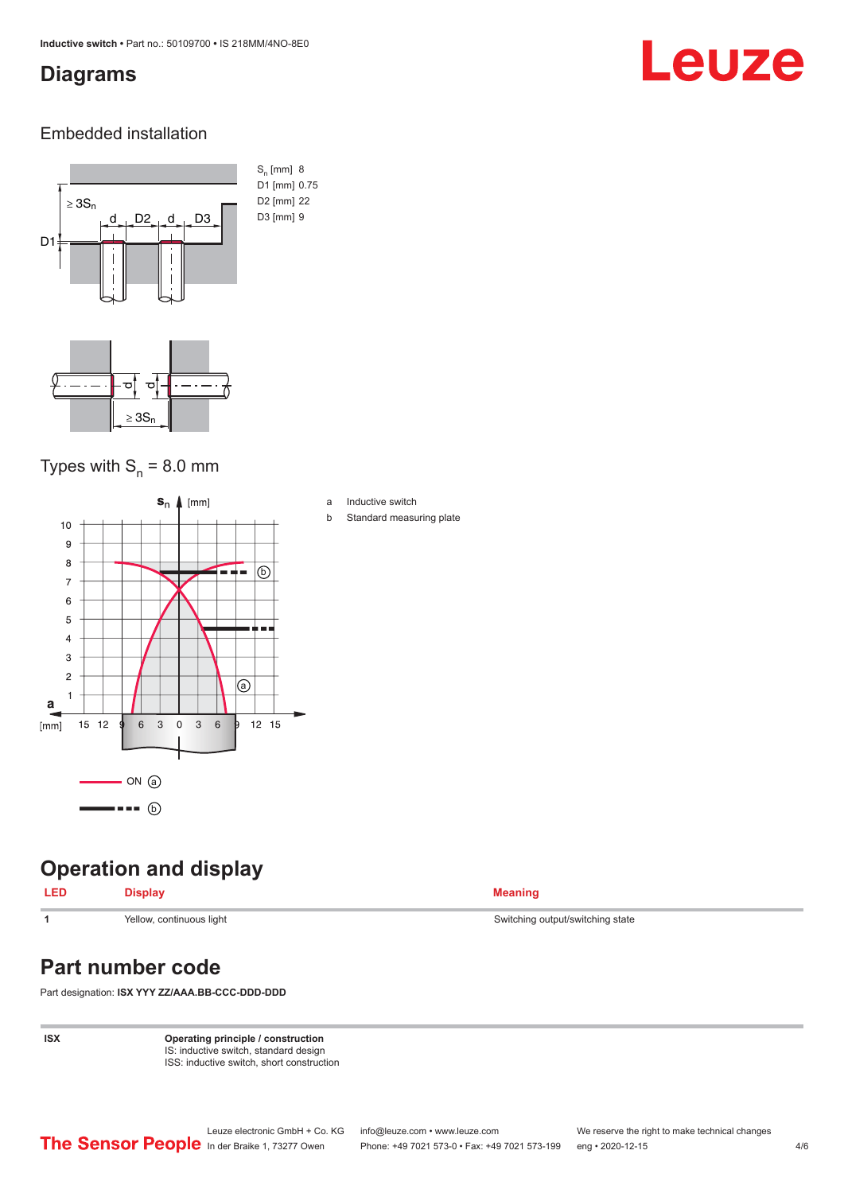## Diagrams

### Embedded installation

$S_n$ [mm] 8
D1 [mm] 0.75
D2 [mm] 22
D3 [mm] 9

### Types with $S_n$ = 8.0 mm

a Inductive switch
b Standard measuring plate

## Operation and display

| LED | Display | Meaning |
|---|---|---|
| 1 | Yellow, continuous light | Switching output/switching state |

## Part number code

Part designation: **ISX YYY ZZ/AAA.BB-CCC-DDD-DDD**

| ISX | **Operating principle / construction**<br>IS: inductive switch, standard design<br>ISS: inductive switch, short construction |
|---|---|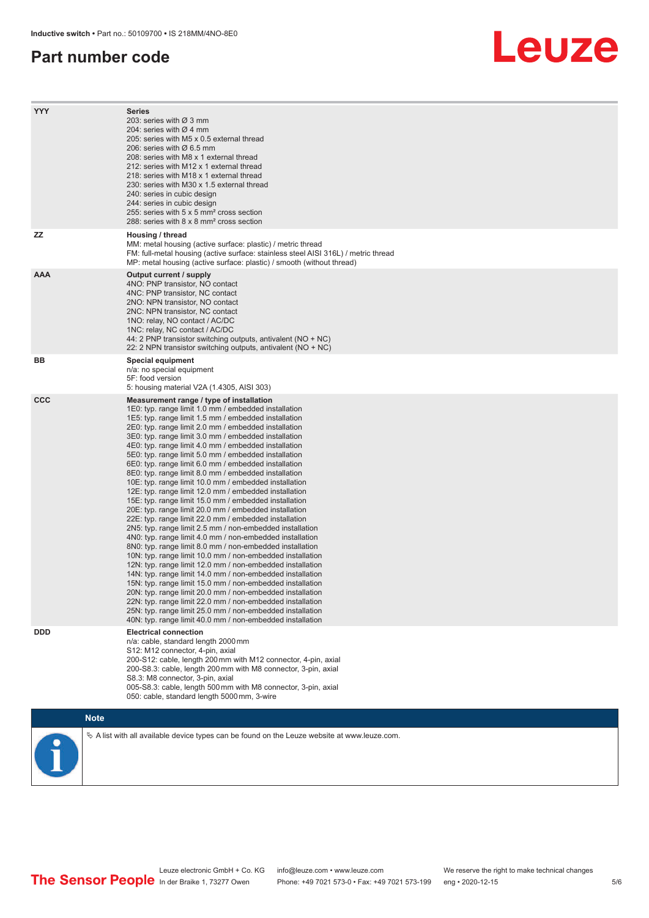## Part number code

| | |
|---|---|
| **YYY** | **Series**<br>203: series with Ø 3 mm<br>204: series with Ø 4 mm<br>205: series with M5 x 0.5 external thread<br>206: series with Ø 6.5 mm<br>208: series with M8 x 1 external thread<br>212: series with M12 x 1 external thread<br>218: series with M18 x 1 external thread<br>230: series with M30 x 1.5 external thread<br>240: series in cubic design<br>244: series in cubic design<br>255: series with 5 x 5 mm² cross section<br>288: series with 8 x 8 mm² cross section |
| **ZZ** | **Housing / thread**<br>MM: metal housing (active surface: plastic) / metric thread<br>FM: full-metal housing (active surface: stainless steel AISI 316L) / metric thread<br>MP: metal housing (active surface: plastic) / smooth (without thread) |
| **AAA** | **Output current / supply**<br>4NO: PNP transistor, NO contact<br>4NC: PNP transistor, NC contact<br>2NO: NPN transistor, NO contact<br>2NC: NPN transistor, NC contact<br>1NO: relay, NO contact / AC/DC<br>1NC: relay, NC contact / AC/DC<br>44: 2 PNP transistor switching outputs, antivalent (NO + NC)<br>22: 2 NPN transistor switching outputs, antivalent (NO + NC) |
| **BB** | **Special equipment**<br>n/a: no special equipment<br>5F: food version<br>5: housing material V2A (1.4305, AISI 303) |
| **CCC** | **Measurement range / type of installation**<br>1E0: typ. range limit 1.0 mm / embedded installation<br>1E5: typ. range limit 1.5 mm / embedded installation<br>2E0: typ. range limit 2.0 mm / embedded installation<br>3E0: typ. range limit 3.0 mm / embedded installation<br>4E0: typ. range limit 4.0 mm / embedded installation<br>5E0: typ. range limit 5.0 mm / embedded installation<br>6E0: typ. range limit 6.0 mm / embedded installation<br>8E0: typ. range limit 8.0 mm / embedded installation<br>10E: typ. range limit 10.0 mm / embedded installation<br>12E: typ. range limit 12.0 mm / embedded installation<br>15E: typ. range limit 15.0 mm / embedded installation<br>20E: typ. range limit 20.0 mm / embedded installation<br>22E: typ. range limit 22.0 mm / embedded installation<br>2N5: typ. range limit 2.5 mm / non-embedded installation<br>4N0: typ. range limit 4.0 mm / non-embedded installation<br>8N0: typ. range limit 8.0 mm / non-embedded installation<br>10N: typ. range limit 10.0 mm / non-embedded installation<br>12N: typ. range limit 12.0 mm / non-embedded installation<br>14N: typ. range limit 14.0 mm / non-embedded installation<br>15N: typ. range limit 15.0 mm / non-embedded installation<br>20N: typ. range limit 20.0 mm / non-embedded installation<br>22N: typ. range limit 22.0 mm / non-embedded installation<br>25N: typ. range limit 25.0 mm / non-embedded installation<br>40N: typ. range limit 40.0 mm / non-embedded installation |
| **DDD** | **Electrical connection**<br>n/a: cable, standard length 2000 mm<br>S12: M12 connector, 4-pin, axial<br>200-S12: cable, length 200 mm with M12 connector, 4-pin, axial<br>200-S8.3: cable, length 200 mm with M8 connector, 3-pin, axial<br>S8.3: M8 connector, 3-pin, axial<br>005-S8.3: cable, length 500 mm with M8 connector, 3-pin, axial<br>050: cable, standard length 5000 mm, 3-wire |

**Note**

↳ A list with all available device types can be found on the Leuze website at www.leuze.com.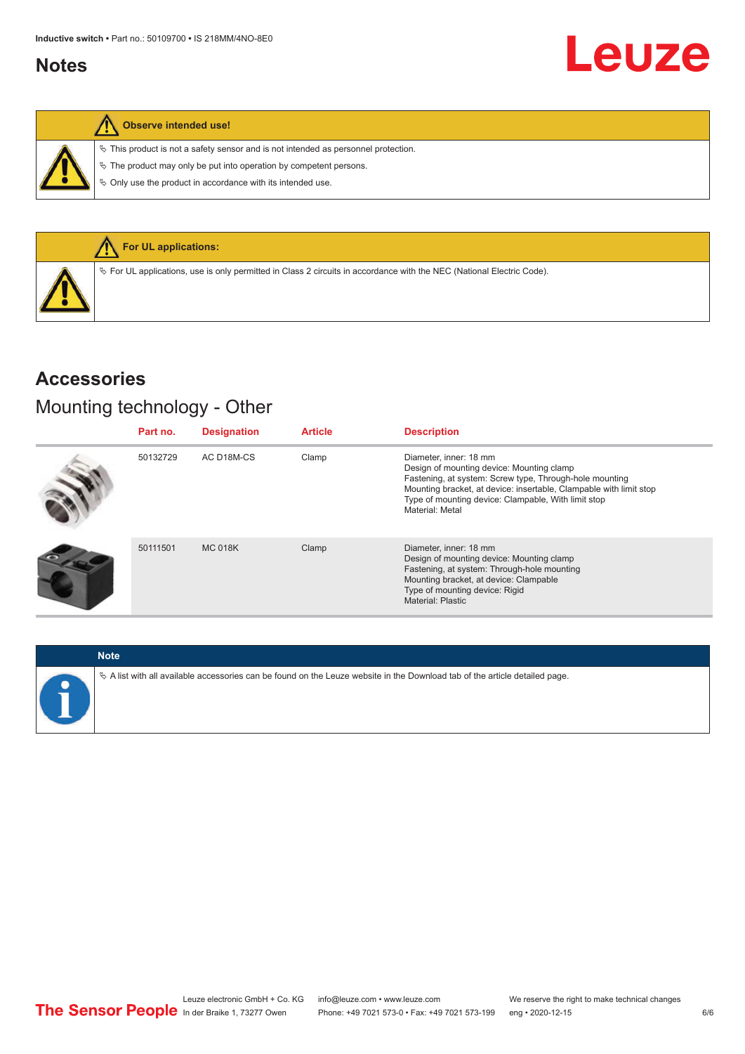## Notes

**Observe intended use!**

- ↳ This product is not a safety sensor and is not intended as personnel protection.
- ↳ The product may only be put into operation by competent persons.
- ↳ Only use the product in accordance with its intended use.

**For UL applications:**

- ↳ For UL applications, use is only permitted in Class 2 circuits in accordance with the NEC (National Electric Code).

## Accessories

### Mounting technology - Other

| | Part no. | Designation | Article | Description |
|---|---|---|---|---|
| | 50132729 | AC D18M-CS | Clamp | Diameter, inner: 18 mm<br>Design of mounting device: Mounting clamp<br>Fastening, at system: Screw type, Through-hole mounting<br>Mounting bracket, at device: insertable, Clampable with limit stop<br>Type of mounting device: Clampable, With limit stop<br>Material: Metal |
| | 50111501 | MC 018K | Clamp | Diameter, inner: 18 mm<br>Design of mounting device: Mounting clamp<br>Fastening, at system: Through-hole mounting<br>Mounting bracket, at device: Clampable<br>Type of mounting device: Rigid<br>Material: Plastic |

**Note**

- ↳ A list with all available accessories can be found on the Leuze website in the Download tab of the article detailed page.